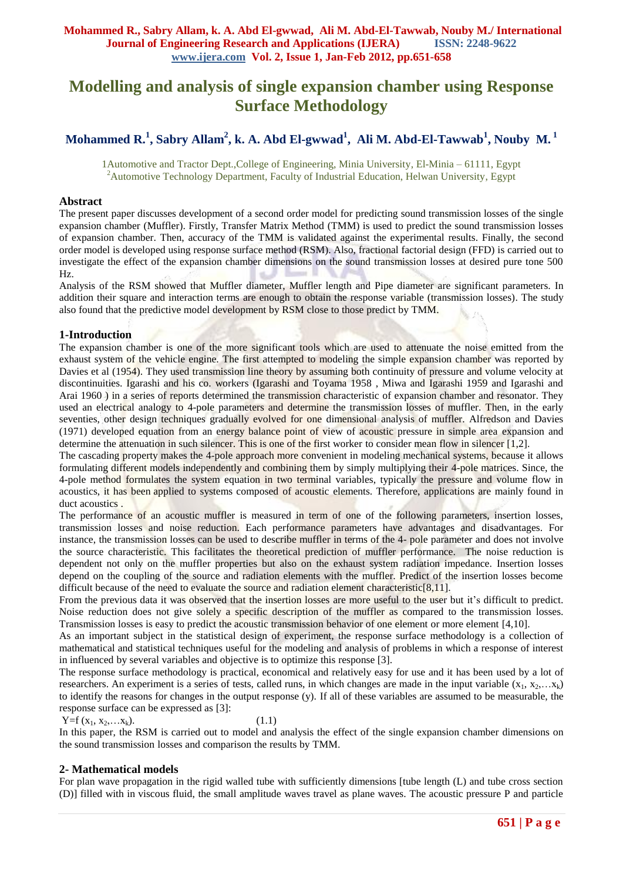# Modelling and analysis of single expansion chamber using Response Surface Methodology

**Mohammed R.[1], Sabry Allam[2], k. A. Abd El-gwwad[1], Ali M. Abd-El-Tawwab[1], Nouby M.[1]**

1Automotive and Tractor Dept.,College of Engineering, Minia University, El-Minia – 61111, Egypt
[2]Automotive Technology Department, Faculty of Industrial Education, Helwan University, Egypt

## Abstract

The present paper discusses development of a second order model for predicting sound transmission losses of the single expansion chamber (Muffler). Firstly, Transfer Matrix Method (TMM) is used to predict the sound transmission losses of expansion chamber. Then, accuracy of the TMM is validated against the experimental results. Finally, the second order model is developed using response surface method (RSM). Also, fractional factorial design (FFD) is carried out to investigate the effect of the expansion chamber dimensions on the sound transmission losses at desired pure tone 500 Hz.

Analysis of the RSM showed that Muffler diameter, Muffler length and Pipe diameter are significant parameters. In addition their square and interaction terms are enough to obtain the response variable (transmission losses). The study also found that the predictive model development by RSM close to those predict by TMM.

## 1-Introduction

The expansion chamber is one of the more significant tools which are used to attenuate the noise emitted from the exhaust system of the vehicle engine. The first attempted to modeling the simple expansion chamber was reported by Davies et al (1954). They used transmission line theory by assuming both continuity of pressure and volume velocity at discontinuities. Igarashi and his co. workers (Igarashi and Toyama 1958 , Miwa and Igarashi 1959 and Igarashi and Arai 1960 ) in a series of reports determined the transmission characteristic of expansion chamber and resonator. They used an electrical analogy to 4-pole parameters and determine the transmission losses of muffler. Then, in the early seventies, other design techniques gradually evolved for one dimensional analysis of muffler. Alfredson and Davies (1971) developed equation from an energy balance point of view of acoustic pressure in simple area expansion and determine the attenuation in such silencer. This is one of the first worker to consider mean flow in silencer [1,2].

The cascading property makes the 4-pole approach more convenient in modeling mechanical systems, because it allows formulating different models independently and combining them by simply multiplying their 4-pole matrices. Since, the 4-pole method formulates the system equation in two terminal variables, typically the pressure and volume flow in acoustics, it has been applied to systems composed of acoustic elements. Therefore, applications are mainly found in duct acoustics .

The performance of an acoustic muffler is measured in term of one of the following parameters, insertion losses, transmission losses and noise reduction. Each performance parameters have advantages and disadvantages. For instance, the transmission losses can be used to describe muffler in terms of the 4- pole parameter and does not involve the source characteristic. This facilitates the theoretical prediction of muffler performance. The noise reduction is dependent not only on the muffler properties but also on the exhaust system radiation impedance. Insertion losses depend on the coupling of the source and radiation elements with the muffler. Predict of the insertion losses become difficult because of the need to evaluate the source and radiation element characteristic[8,11].

From the previous data it was observed that the insertion losses are more useful to the user but it's difficult to predict. Noise reduction does not give solely a specific description of the muffler as compared to the transmission losses. Transmission losses is easy to predict the acoustic transmission behavior of one element or more element [4,10].

As an important subject in the statistical design of experiment, the response surface methodology is a collection of mathematical and statistical techniques useful for the modeling and analysis of problems in which a response of interest in influenced by several variables and objective is to optimize this response [3].

The response surface methodology is practical, economical and relatively easy for use and it has been used by a lot of researchers. An experiment is a series of tests, called runs, in which changes are made in the input variable ($x_1, x_2,\ldots x_k$) to identify the reasons for changes in the output response (y). If all of these variables are assumed to be measurable, the response surface can be expressed as [3]:

$$Y=f(x_1, x_2,\ldots x_k). \quad (1.1)$$

In this paper, the RSM is carried out to model and analysis the effect of the single expansion chamber dimensions on the sound transmission losses and comparison the results by TMM.

## 2- Mathematical models

For plan wave propagation in the rigid walled tube with sufficiently dimensions [tube length (L) and tube cross section (D)] filled with in viscous fluid, the small amplitude waves travel as plane waves. The acoustic pressure P and particle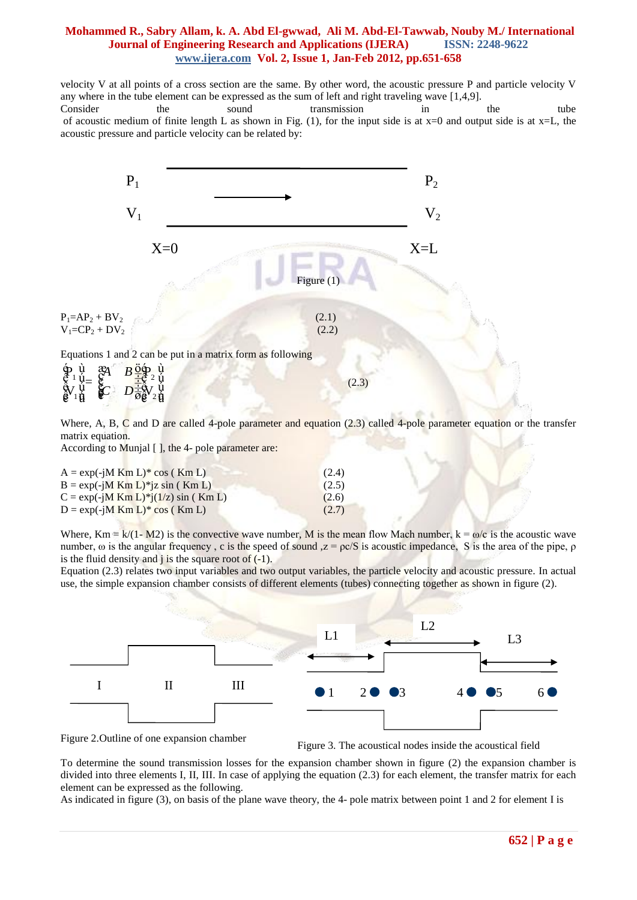velocity V at all points of a cross section are the same. By other word, the acoustic pressure P and particle velocity V any where in the tube element can be expressed as the sum of left and right traveling wave [1,4,9].

Consider the sound transmission in the tube of acoustic medium of finite length L as shown in Fig. (1), for the input side is at x=0 and output side is at x=L, the acoustic pressure and particle velocity can be related by:

$P_1$ $P_2$

$V_1$ $V_2$

X=0 X=L

Figure (1)

$P_1=AP_2 + BV_2$ (2.1)

$V_1=CP_2 + DV_2$ (2.2)

Equations 1 and 2 can be put in a matrix form as following

$$\begin{bmatrix} P_1 \\ V_1 \end{bmatrix} = \begin{bmatrix} A & B \\ C & D \end{bmatrix} \begin{bmatrix} P_2 \\ V_2 \end{bmatrix} \quad (2.3)$$

Where, A, B, C and D are called 4-pole parameter and equation (2.3) called 4-pole parameter equation or the transfer matrix equation.

According to Munjal [ ], the 4- pole parameter are:

A = exp(-jM Km L)* cos ( Km L) (2.4)

B = exp(-jM Km L)*jz sin ( Km L) (2.5)

C = exp(-jM Km L)*j(1/z) sin ( Km L) (2.6)

D = exp(-jM Km L)* cos ( Km L) (2.7)

Where, Km = k/(1- M2) is the convective wave number, M is the mean flow Mach number, k = ω/c is the acoustic wave number, ω is the angular frequency , c is the speed of sound ,z = ρc/S is acoustic impedance, S is the area of the pipe, ρ is the fluid density and j is the square root of (-1).

Equation (2.3) relates two input variables and two output variables, the particle velocity and acoustic pressure. In actual use, the simple expansion chamber consists of different elements (tubes) connecting together as shown in figure (2).

I II III

L1 L2 L3

1 2 3 4 5 6

Figure 2.Outline of one expansion chamber

Figure 3. The acoustical nodes inside the acoustical field

To determine the sound transmission losses for the expansion chamber shown in figure (2) the expansion chamber is divided into three elements I, II, III. In case of applying the equation (2.3) for each element, the transfer matrix for each element can be expressed as the following.

As indicated in figure (3), on basis of the plane wave theory, the 4- pole matrix between point 1 and 2 for element I is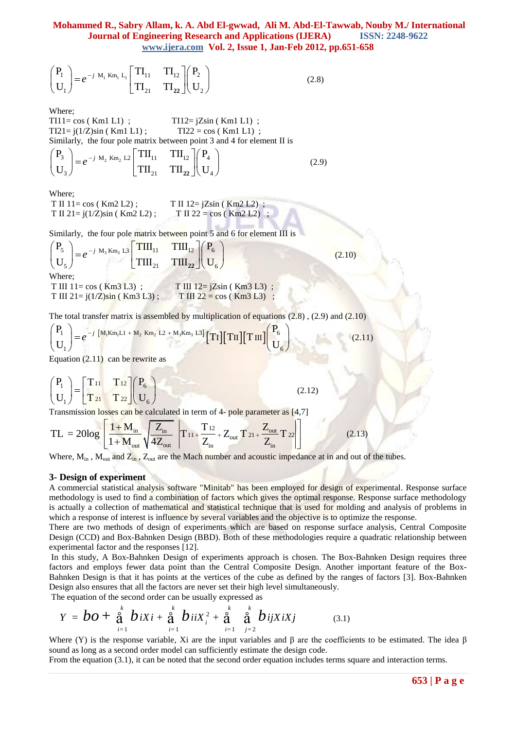$$\begin{pmatrix} P_1 \\ U_1 \end{pmatrix} = e^{-j\ M_1\ Km_1\ L_1} \begin{bmatrix} TI_{11} & TI_{12} \\ TI_{21} & TI_{22} \end{bmatrix} \begin{pmatrix} P_2 \\ U_2 \end{pmatrix} \tag{2.8}$$

Where;
TI11= cos ( Km1 L1) ; TI12= jZsin ( Km1 L1) ;
TI21= j(1/Z)sin ( Km1 L1) ; TI22 = cos ( Km1 L1) ;
Similarly, the four pole matrix between point 3 and 4 for element II is

$$\begin{pmatrix} P_3 \\ U_3 \end{pmatrix} = e^{-j\ M_2\ Km_2\ L2} \begin{bmatrix} TII_{11} & TII_{12} \\ TII_{21} & TII_{22} \end{bmatrix} \begin{pmatrix} P_4 \\ U_4 \end{pmatrix} \tag{2.9}$$

Where;
T II 11= cos ( Km2 L2) ; T II 12= jZsin ( Km2 L2) ;
T II 21= j(1/Z)sin ( Km2 L2) ; T II 22 = cos ( Km2 L2) ;

Similarly, the four pole matrix between point 5 and 6 for element III is

$$\begin{pmatrix} P_5 \\ U_5 \end{pmatrix} = e^{-j\ M_3\ Km_3\ L3} \begin{bmatrix} TIII_{11} & TIII_{12} \\ TIII_{21} & TIII_{22} \end{bmatrix} \begin{pmatrix} P_6 \\ U_6 \end{pmatrix} \tag{2.10}$$

Where;
T III 11= cos ( Km3 L3) ; T III 12= jZsin ( Km3 L3) ;
T III 21= j(1/Z)sin ( Km3 L3) ; T III 22 = cos ( Km3 L3) ;

The total transfer matrix is assembled by multiplication of equations (2.8) , (2.9) and (2.10)

$$\begin{pmatrix} P_1 \\ U_1 \end{pmatrix} = e^{-j\ [M_1 Km_1 L1 + M_2\ Km_2\ L2 + M_3 Km_3\ L3]} [T_I][T_{II}][T_{III}] \begin{pmatrix} P_6 \\ U_6 \end{pmatrix} \tag{2.11}$$

Equation (2.11) can be rewrite as

$$\begin{pmatrix} P_1 \\ U_1 \end{pmatrix} = \begin{bmatrix} T_{11} & T_{12} \\ T_{21} & T_{22} \end{bmatrix} \begin{pmatrix} P_6 \\ U_6 \end{pmatrix} \tag{2.12}$$

Transmission losses can be calculated in term of 4- pole parameter as [4,7]

$$TL = 20\log \left[ \frac{1+M_{in}}{1+M_{out}} \sqrt{\frac{Z_{in}}{4Z_{out}}} \left| T_{11} + \frac{T_{12}}{Z_{in}} + Z_{out}\, T_{21} + \frac{Z_{out}}{Z_{in}} T_{22} \right| \right] \tag{2.13}$$

Where, $M_{in}$ , $M_{out}$ and $Z_{in}$ , $Z_{out}$ are the Mach number and acoustic impedance at in and out of the tubes.

## 3- Design of experiment

A commercial statistical analysis software "Minitab" has been employed for design of experimental. Response surface methodology is used to find a combination of factors which gives the optimal response. Response surface methodology is actually a collection of mathematical and statistical technique that is used for molding and analysis of problems in which a response of interest is influence by several variables and the objective is to optimize the response.

There are two methods of design of experiments which are based on response surface analysis, Central Composite Design (CCD) and Box-Bahnken Design (BBD). Both of these methodologies require a quadratic relationship between experimental factor and the responses [12].

In this study, A Box-Bahnken Design of experiments approach is chosen. The Box-Bahnken Design requires three factors and employs fewer data point than the Central Composite Design. Another important feature of the Box-Bahnken Design is that it has points at the vertices of the cube as defined by the ranges of factors [3]. Box-Bahnken Design also ensures that all the factors are never set their high level simultaneously.

The equation of the second order can be usually expressed as

$$Y = bo + \sum_{i=1}^{k} b_i X_i + \sum_{i=1}^{k} b_{ii} X_i^2 + \sum_{i=1}^{k} \sum_{j=2}^{k} b_{ij} X_i X_j \tag{3.1}$$

Where (Y) is the response variable, Xi are the input variables and β are the coefficients to be estimated. The idea β sound as long as a second order model can sufficiently estimate the design code.

From the equation (3.1), it can be noted that the second order equation includes terms square and interaction terms.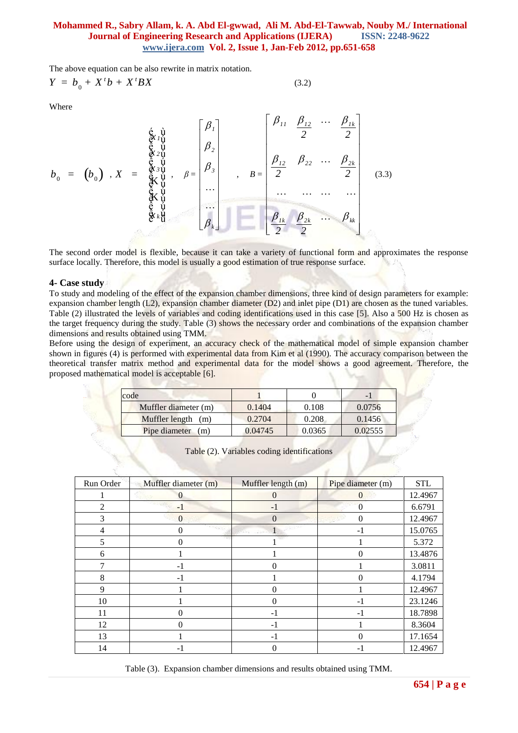The above equation can be also rewrite in matrix notation.

$$Y = b_0 + X^t b + X^t B X \qquad (3.2)$$

Where

$$b_0 = (b_0), \quad X = \begin{bmatrix} x_1 \\ x_2 \\ x_3 \\ \vdots \\ \vdots \\ x_k \end{bmatrix}, \quad \beta = \begin{bmatrix} \beta_1 \\ \beta_2 \\ \beta_3 \\ \cdots \\ \cdots \\ \beta_k \end{bmatrix}, \quad B = \begin{bmatrix} \beta_{11} & \frac{\beta_{12}}{2} & \cdots & \frac{\beta_{1k}}{2} \\ \frac{\beta_{12}}{2} & \beta_{22} & \cdots & \frac{\beta_{2k}}{2} \\ \cdots & \cdots & \cdots & \cdots \\ \frac{\beta_{1k}}{2} & \frac{\beta_{2k}}{2} & \cdots & \beta_{kk} \end{bmatrix} \qquad (3.3)$$

The second order model is flexible, because it can take a variety of functional form and approximates the response surface locally. Therefore, this model is usually a good estimation of true response surface.

## 4- Case study

To study and modeling of the effect of the expansion chamber dimensions, three kind of design parameters for example: expansion chamber length (L2), expansion chamber diameter (D2) and inlet pipe (D1) are chosen as the tuned variables. Table (2) illustrated the levels of variables and coding identifications used in this case [5]. Also a 500 Hz is chosen as the target frequency during the study. Table (3) shows the necessary order and combinations of the expansion chamber dimensions and results obtained using TMM.

Before using the design of experiment, an accuracy check of the mathematical model of simple expansion chamber shown in figures (4) is performed with experimental data from Kim et al (1990). The accuracy comparison between the theoretical transfer matrix method and experimental data for the model shows a good agreement. Therefore, the proposed mathematical model is acceptable [6].

| code | 1 | 0 | -1 |
|---|---|---|---|
| Muffler diameter (m) | 0.1404 | 0.108 | 0.0756 |
| Muffler length (m) | 0.2704 | 0.208 | 0.1456 |
| Pipe diameter (m) | 0.04745 | 0.0365 | 0.02555 |

Table (2). Variables coding identifications

| Run Order | Muffler diameter (m) | Muffler length (m) | Pipe diameter (m) | STL |
|---|---|---|---|---|
| 1 | 0 | 0 | 0 | 12.4967 |
| 2 | -1 | -1 | 0 | 6.6791 |
| 3 | 0 | 0 | 0 | 12.4967 |
| 4 | 0 | 1 | -1 | 15.0765 |
| 5 | 0 | 1 | 1 | 5.372 |
| 6 | 1 | 1 | 0 | 13.4876 |
| 7 | -1 | 0 | 1 | 3.0811 |
| 8 | -1 | 1 | 0 | 4.1794 |
| 9 | 1 | 0 | 1 | 12.4967 |
| 10 | 1 | 0 | -1 | 23.1246 |
| 11 | 0 | -1 | -1 | 18.7898 |
| 12 | 0 | -1 | 1 | 8.3604 |
| 13 | 1 | -1 | 0 | 17.1654 |
| 14 | -1 | 0 | -1 | 12.4967 |

Table (3). Expansion chamber dimensions and results obtained using TMM.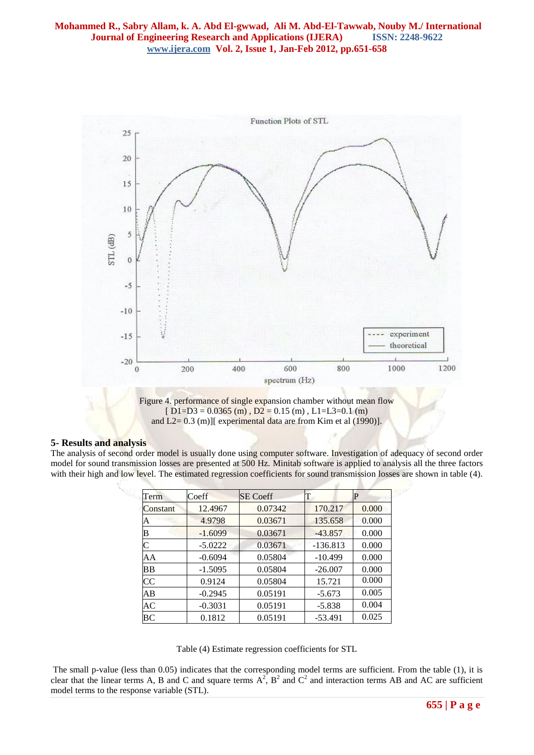Function Plots of STL

STL (dB)

25
20
15
10
5
0
-5
-10
-15
-20

0 200 400 600 800 1000 1200

spectrum (Hz)

---- experiment
—— theoretical

Figure 4. performance of single expansion chamber without mean flow
[ D1=D3 = 0.0365 (m) , D2 = 0.15 (m) , L1=L3=0.1 (m)
and L2= 0.3 (m)][ experimental data are from Kim et al (1990)].

## 5- Results and analysis

The analysis of second order model is usually done using computer software. Investigation of adequacy of second order model for sound transmission losses are presented at 500 Hz. Minitab software is applied to analysis all the three factors with their high and low level. The estimated regression coefficients for sound transmission losses are shown in table (4).

| Term | Coeff | SE Coeff | T | P |
|---|---|---|---|---|
| Constant | 12.4967 | 0.07342 | 170.217 | 0.000 |
| A | 4.9798 | 0.03671 | 135.658 | 0.000 |
| B | -1.6099 | 0.03671 | -43.857 | 0.000 |
| C | -5.0222 | 0.03671 | -136.813 | 0.000 |
| AA | -0.6094 | 0.05804 | -10.499 | 0.000 |
| BB | -1.5095 | 0.05804 | -26.007 | 0.000 |
| CC | 0.9124 | 0.05804 | 15.721 | 0.000 |
| AB | -0.2945 | 0.05191 | -5.673 | 0.005 |
| AC | -0.3031 | 0.05191 | -5.838 | 0.004 |
| BC | 0.1812 | 0.05191 | -53.491 | 0.025 |

Table (4) Estimate regression coefficients for STL

The small p-value (less than 0.05) indicates that the corresponding model terms are sufficient. From the table (1), it is clear that the linear terms A, B and C and square terms $A^2$, $B^2$ and $C^2$ and interaction terms AB and AC are sufficient model terms to the response variable (STL).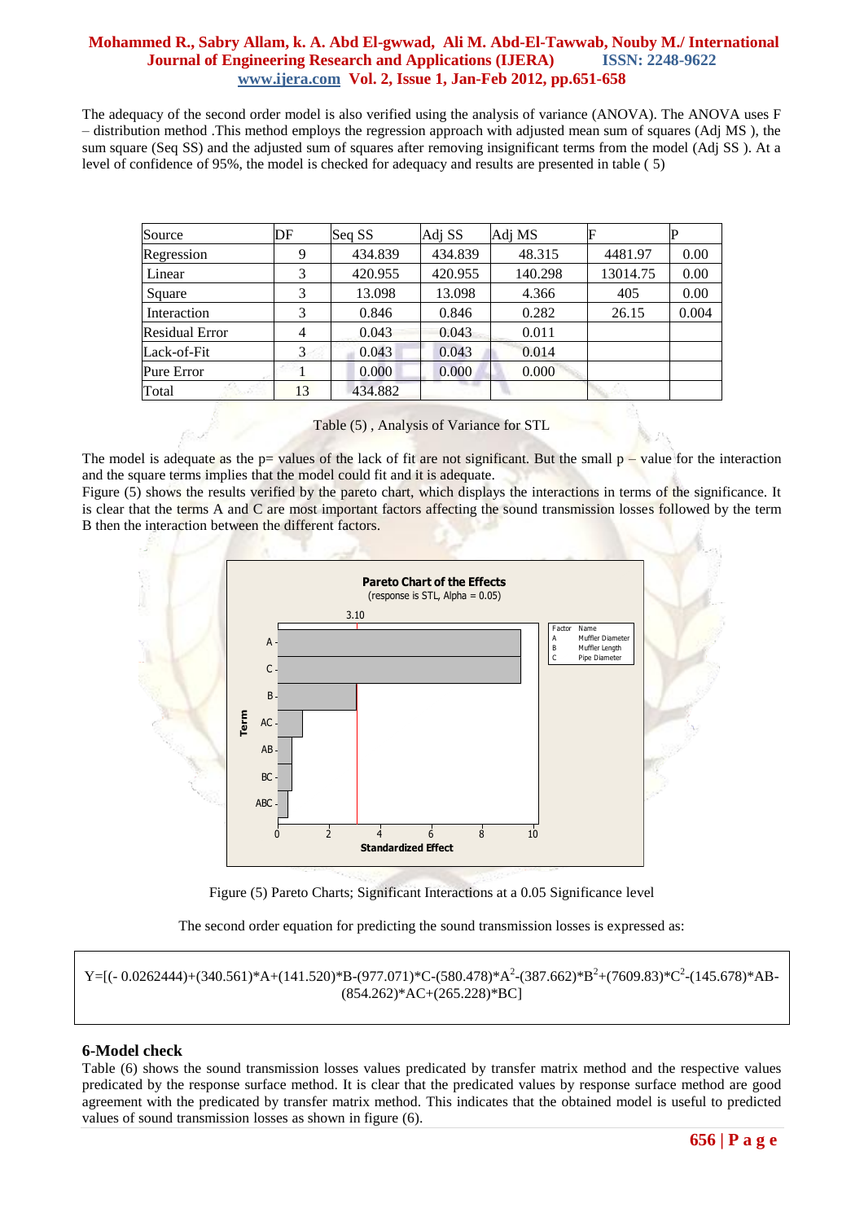The adequacy of the second order model is also verified using the analysis of variance (ANOVA). The ANOVA uses F – distribution method .This method employs the regression approach with adjusted mean sum of squares (Adj MS ), the sum square (Seq SS) and the adjusted sum of squares after removing insignificant terms from the model (Adj SS ). At a level of confidence of 95%, the model is checked for adequacy and results are presented in table ( 5)

| Source | DF | Seq SS | Adj SS | Adj MS | F | P |
|---|---|---|---|---|---|---|
| Regression | 9 | 434.839 | 434.839 | 48.315 | 4481.97 | 0.00 |
| Linear | 3 | 420.955 | 420.955 | 140.298 | 13014.75 | 0.00 |
| Square | 3 | 13.098 | 13.098 | 4.366 | 405 | 0.00 |
| Interaction | 3 | 0.846 | 0.846 | 0.282 | 26.15 | 0.004 |
| Residual Error | 4 | 0.043 | 0.043 | 0.011 | | |
| Lack-of-Fit | 3 | 0.043 | 0.043 | 0.014 | | |
| Pure Error | 1 | 0.000 | 0.000 | 0.000 | | |
| Total | 13 | 434.882 | | | | |

Table (5) , Analysis of Variance for STL

The model is adequate as the p= values of the lack of fit are not significant. But the small p – value for the interaction and the square terms implies that the model could fit and it is adequate.

Figure (5) shows the results verified by the pareto chart, which displays the interactions in terms of the significance. It is clear that the terms A and C are most important factors affecting the sound transmission losses followed by the term B then the interaction between the different factors.

Pareto Chart of the Effects
(response is STL, Alpha = 0.05)
3.10
Term: A, C, B, AC, AB, BC, ABC
Standardized Effect: 0, 2, 4, 6, 8, 10
Factor Name
A Muffler Diameter
B Muffler Length
C Pipe Diameter

Figure (5) Pareto Charts; Significant Interactions at a 0.05 Significance level

The second order equation for predicting the sound transmission losses is expressed as:

$$Y=[(-0.0262444)+(340.561)*A+(141.520)*B-(977.071)*C-(580.478)*A^2-(387.662)*B^2+(7609.83)*C^2-(145.678)*AB-(854.262)*AC+(265.228)*BC]$$

## 6-Model check

Table (6) shows the sound transmission losses values predicated by transfer matrix method and the respective values predicated by the response surface method. It is clear that the predicated values by response surface method are good agreement with the predicated by transfer matrix method. This indicates that the obtained model is useful to predicted values of sound transmission losses as shown in figure (6).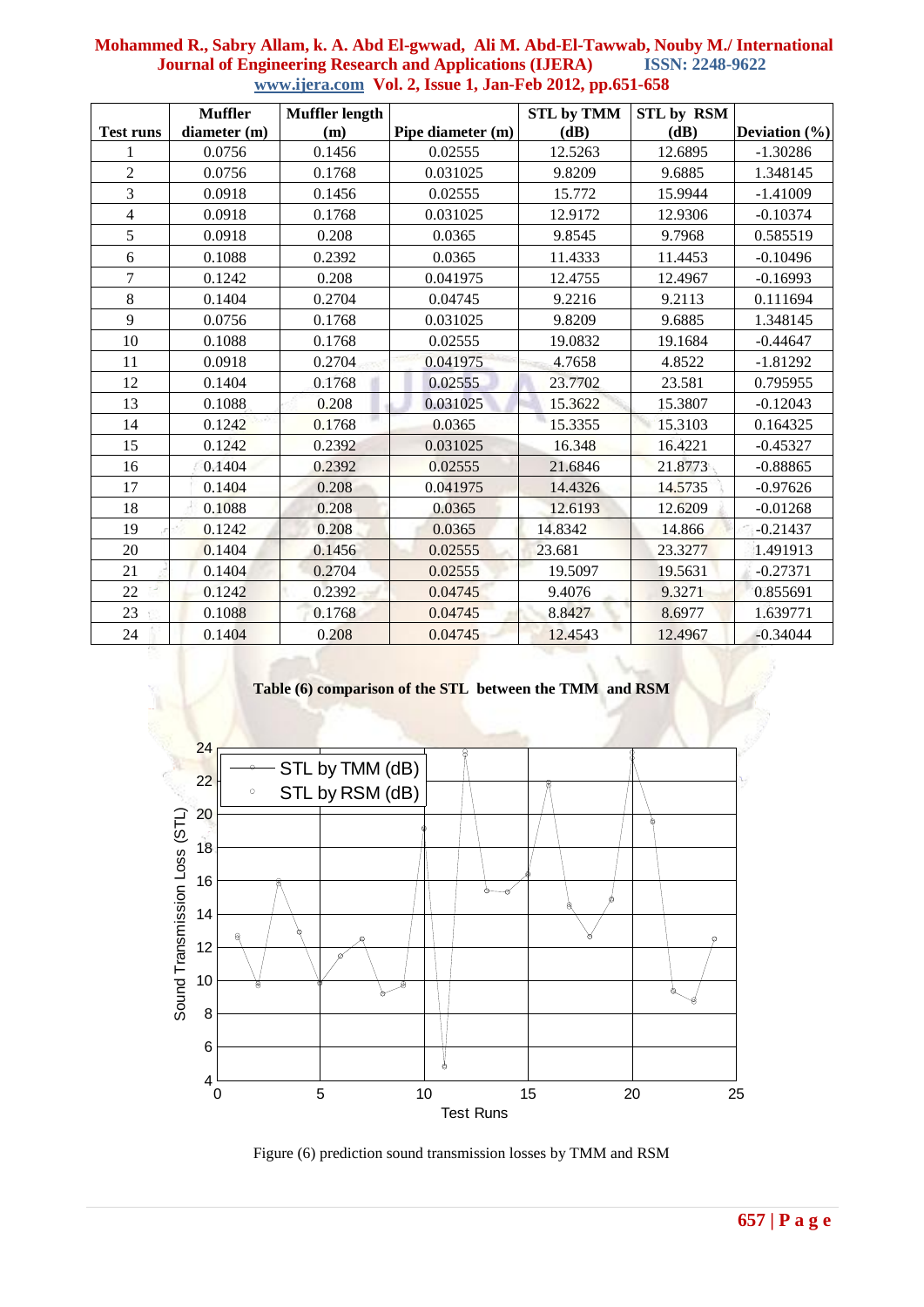| Test runs | Muffler diameter (m) | Muffler length (m) | Pipe diameter (m) | STL by TMM (dB) | STL by RSM (dB) | Deviation (%) |
|---|---|---|---|---|---|---|
| 1 | 0.0756 | 0.1456 | 0.02555 | 12.5263 | 12.6895 | -1.30286 |
| 2 | 0.0756 | 0.1768 | 0.031025 | 9.8209 | 9.6885 | 1.348145 |
| 3 | 0.0918 | 0.1456 | 0.02555 | 15.772 | 15.9944 | -1.41009 |
| 4 | 0.0918 | 0.1768 | 0.031025 | 12.9172 | 12.9306 | -0.10374 |
| 5 | 0.0918 | 0.208 | 0.0365 | 9.8545 | 9.7968 | 0.585519 |
| 6 | 0.1088 | 0.2392 | 0.0365 | 11.4333 | 11.4453 | -0.10496 |
| 7 | 0.1242 | 0.208 | 0.041975 | 12.4755 | 12.4967 | -0.16993 |
| 8 | 0.1404 | 0.2704 | 0.04745 | 9.2216 | 9.2113 | 0.111694 |
| 9 | 0.0756 | 0.1768 | 0.031025 | 9.8209 | 9.6885 | 1.348145 |
| 10 | 0.1088 | 0.1768 | 0.02555 | 19.0832 | 19.1684 | -0.44647 |
| 11 | 0.0918 | 0.2704 | 0.041975 | 4.7658 | 4.8522 | -1.81292 |
| 12 | 0.1404 | 0.1768 | 0.02555 | 23.7702 | 23.581 | 0.795955 |
| 13 | 0.1088 | 0.208 | 0.031025 | 15.3622 | 15.3807 | -0.12043 |
| 14 | 0.1242 | 0.1768 | 0.0365 | 15.3355 | 15.3103 | 0.164325 |
| 15 | 0.1242 | 0.2392 | 0.031025 | 16.348 | 16.4221 | -0.45327 |
| 16 | 0.1404 | 0.2392 | 0.02555 | 21.6846 | 21.8773 | -0.88865 |
| 17 | 0.1404 | 0.208 | 0.041975 | 14.4326 | 14.5735 | -0.97626 |
| 18 | 0.1088 | 0.208 | 0.0365 | 12.6193 | 12.6209 | -0.01268 |
| 19 | 0.1242 | 0.208 | 0.0365 | 14.8342 | 14.866 | -0.21437 |
| 20 | 0.1404 | 0.1456 | 0.02555 | 23.681 | 23.3277 | 1.491913 |
| 21 | 0.1404 | 0.2704 | 0.02555 | 19.5097 | 19.5631 | -0.27371 |
| 22 | 0.1242 | 0.2392 | 0.04745 | 9.4076 | 9.3271 | 0.855691 |
| 23 | 0.1088 | 0.1768 | 0.04745 | 8.8427 | 8.6977 | 1.639771 |
| 24 | 0.1404 | 0.208 | 0.04745 | 12.4543 | 12.4967 | -0.34044 |

**Table (6) comparison of the STL between the TMM and RSM**

STL by TMM (dB)
STL by RSM (dB)
Sound Transmission Loss (STL)
Test Runs
4
6
8
10
12
14
16
18
20
22
24
0
5
10
15
20
25

Figure (6) prediction sound transmission losses by TMM and RSM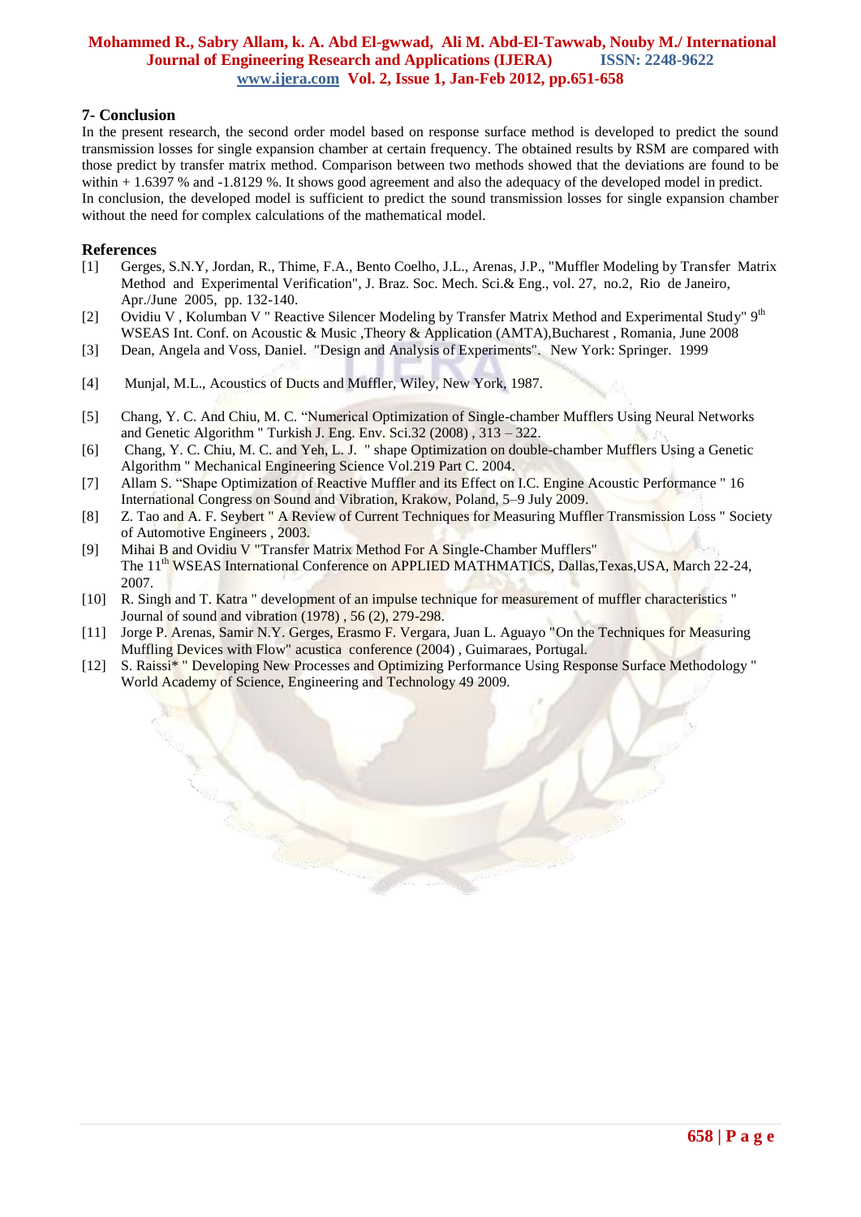## 7- Conclusion

In the present research, the second order model based on response surface method is developed to predict the sound transmission losses for single expansion chamber at certain frequency. The obtained results by RSM are compared with those predict by transfer matrix method. Comparison between two methods showed that the deviations are found to be within + 1.6397 % and -1.8129 %. It shows good agreement and also the adequacy of the developed model in predict. In conclusion, the developed model is sufficient to predict the sound transmission losses for single expansion chamber without the need for complex calculations of the mathematical model.

## References

[1] Gerges, S.N.Y, Jordan, R., Thime, F.A., Bento Coelho, J.L., Arenas, J.P., "Muffler Modeling by Transfer Matrix Method and Experimental Verification", J. Braz. Soc. Mech. Sci.& Eng., vol. 27, no.2, Rio de Janeiro, Apr./June 2005, pp. 132-140.

[2] Ovidiu V , Kolumban V " Reactive Silencer Modeling by Transfer Matrix Method and Experimental Study" 9th WSEAS Int. Conf. on Acoustic & Music ,Theory & Application (AMTA),Bucharest , Romania, June 2008

[3] Dean, Angela and Voss, Daniel. "Design and Analysis of Experiments". New York: Springer. 1999

[4] Munjal, M.L., Acoustics of Ducts and Muffler, Wiley, New York, 1987.

[5] Chang, Y. C. And Chiu, M. C. "Numerical Optimization of Single-chamber Mufflers Using Neural Networks and Genetic Algorithm " Turkish J. Eng. Env. Sci.32 (2008) , 313 – 322.

[6] Chang, Y. C. Chiu, M. C. and Yeh, L. J. " shape Optimization on double-chamber Mufflers Using a Genetic Algorithm " Mechanical Engineering Science Vol.219 Part C. 2004.

[7] Allam S. "Shape Optimization of Reactive Muffler and its Effect on I.C. Engine Acoustic Performance " 16 International Congress on Sound and Vibration, Krakow, Poland, 5–9 July 2009.

[8] Z. Tao and A. F. Seybert " A Review of Current Techniques for Measuring Muffler Transmission Loss " Society of Automotive Engineers , 2003.

[9] Mihai B and Ovidiu V "Transfer Matrix Method For A Single-Chamber Mufflers" The 11th WSEAS International Conference on APPLIED MATHMATICS, Dallas,Texas,USA, March 22-24, 2007.

[10] R. Singh and T. Katra " development of an impulse technique for measurement of muffler characteristics " Journal of sound and vibration (1978) , 56 (2), 279-298.

[11] Jorge P. Arenas, Samir N.Y. Gerges, Erasmo F. Vergara, Juan L. Aguayo "On the Techniques for Measuring Muffling Devices with Flow" acustica conference (2004) , Guimaraes, Portugal.

[12] S. Raissi* " Developing New Processes and Optimizing Performance Using Response Surface Methodology " World Academy of Science, Engineering and Technology 49 2009.